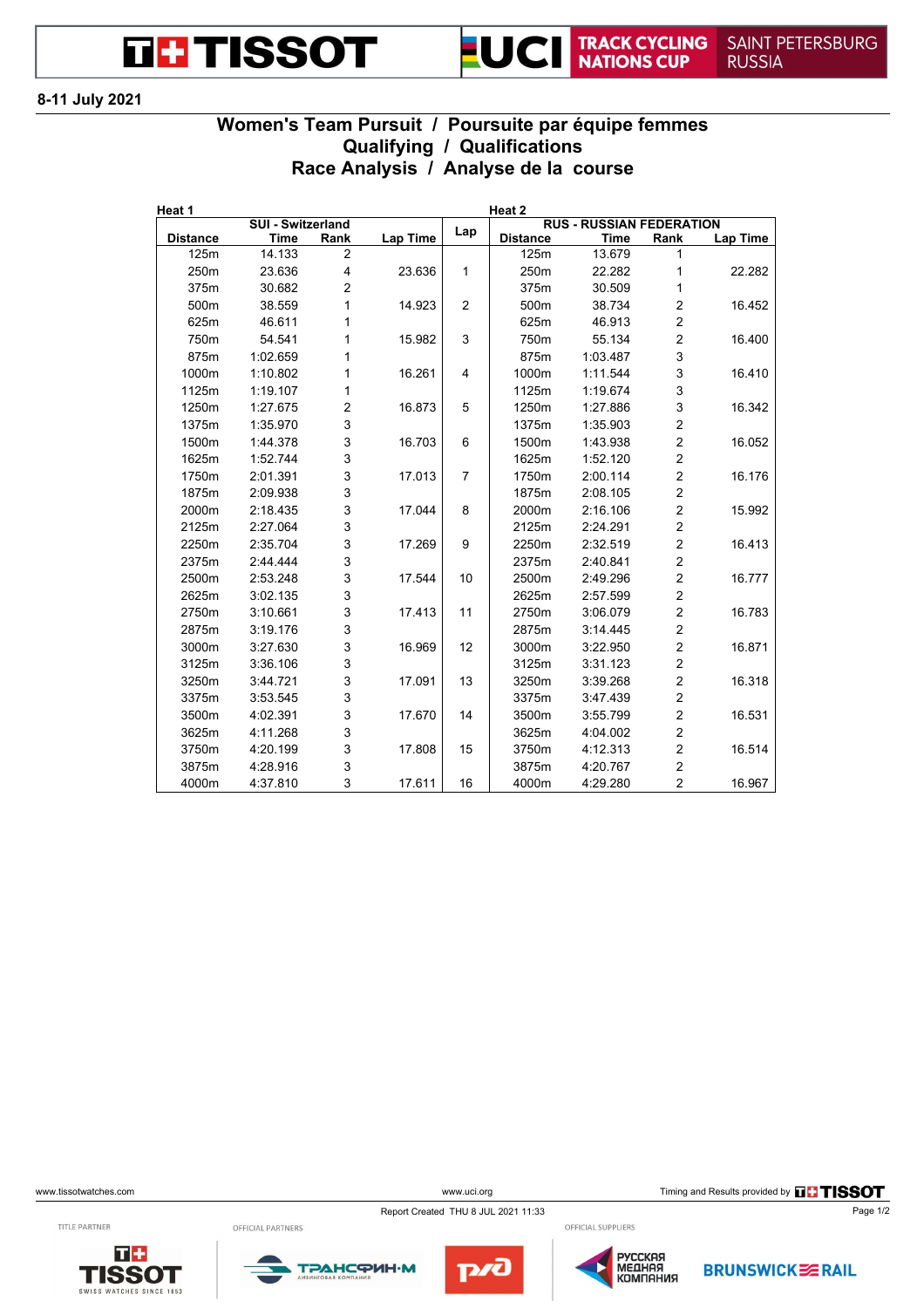TISSOT | UCI TRACK CYCLING NATIONS CUP | SAINT PETERSBURG RUSSIA

**8-11 July 2021**

## Women's Team Pursuit / Poursuite par équipe femmes
## Qualifying / Qualifications
## Race Analysis / Analyse de la course

| Heat 1 | | | | | Heat 2 | | | |
|---|---|---|---|---|---|---|---|---|
| | SUI - Switzerland | | | | | RUS - RUSSIAN FEDERATION | | |
| Distance | Time | Rank | Lap Time | Lap | Distance | Time | Rank | Lap Time |
| 125m | 14.133 | 2 | | | 125m | 13.679 | 1 | |
| 250m | 23.636 | 4 | 23.636 | 1 | 250m | 22.282 | 1 | 22.282 |
| 375m | 30.682 | 2 | | | 375m | 30.509 | 1 | |
| 500m | 38.559 | 1 | 14.923 | 2 | 500m | 38.734 | 2 | 16.452 |
| 625m | 46.611 | 1 | | | 625m | 46.913 | 2 | |
| 750m | 54.541 | 1 | 15.982 | 3 | 750m | 55.134 | 2 | 16.400 |
| 875m | 1:02.659 | 1 | | | 875m | 1:03.487 | 3 | |
| 1000m | 1:10.802 | 1 | 16.261 | 4 | 1000m | 1:11.544 | 3 | 16.410 |
| 1125m | 1:19.107 | 1 | | | 1125m | 1:19.674 | 3 | |
| 1250m | 1:27.675 | 2 | 16.873 | 5 | 1250m | 1:27.886 | 3 | 16.342 |
| 1375m | 1:35.970 | 3 | | | 1375m | 1:35.903 | 2 | |
| 1500m | 1:44.378 | 3 | 16.703 | 6 | 1500m | 1:43.938 | 2 | 16.052 |
| 1625m | 1:52.744 | 3 | | | 1625m | 1:52.120 | 2 | |
| 1750m | 2:01.391 | 3 | 17.013 | 7 | 1750m | 2:00.114 | 2 | 16.176 |
| 1875m | 2:09.938 | 3 | | | 1875m | 2:08.105 | 2 | |
| 2000m | 2:18.435 | 3 | 17.044 | 8 | 2000m | 2:16.106 | 2 | 15.992 |
| 2125m | 2:27.064 | 3 | | | 2125m | 2:24.291 | 2 | |
| 2250m | 2:35.704 | 3 | 17.269 | 9 | 2250m | 2:32.519 | 2 | 16.413 |
| 2375m | 2:44.444 | 3 | | | 2375m | 2:40.841 | 2 | |
| 2500m | 2:53.248 | 3 | 17.544 | 10 | 2500m | 2:49.296 | 2 | 16.777 |
| 2625m | 3:02.135 | 3 | | | 2625m | 2:57.599 | 2 | |
| 2750m | 3:10.661 | 3 | 17.413 | 11 | 2750m | 3:06.079 | 2 | 16.783 |
| 2875m | 3:19.176 | 3 | | | 2875m | 3:14.445 | 2 | |
| 3000m | 3:27.630 | 3 | 16.969 | 12 | 3000m | 3:22.950 | 2 | 16.871 |
| 3125m | 3:36.106 | 3 | | | 3125m | 3:31.123 | 2 | |
| 3250m | 3:44.721 | 3 | 17.091 | 13 | 3250m | 3:39.268 | 2 | 16.318 |
| 3375m | 3:53.545 | 3 | | | 3375m | 3:47.439 | 2 | |
| 3500m | 4:02.391 | 3 | 17.670 | 14 | 3500m | 3:55.799 | 2 | 16.531 |
| 3625m | 4:11.268 | 3 | | | 3625m | 4:04.002 | 2 | |
| 3750m | 4:20.199 | 3 | 17.808 | 15 | 3750m | 4:12.313 | 2 | 16.514 |
| 3875m | 4:28.916 | 3 | | | 3875m | 4:20.767 | 2 | |
| 4000m | 4:37.810 | 3 | 17.611 | 16 | 4000m | 4:29.280 | 2 | 16.967 |

www.tissotwatches.com | www.uci.org | Timing and Results provided by TISSOT

Report Created THU 8 JUL 2021 11:33

TITLE PARTNER: TISSOT SWISS WATCHES SINCE 1853 | OFFICIAL PARTNERS: ТРАНСФИН-М ЛИЗИНГОВАЯ КОМПАНИЯ, РЖД | OFFICIAL SUPPLIERS: РУССКАЯ МЕДНАЯ КОМПАНИЯ, BRUNSWICK RAIL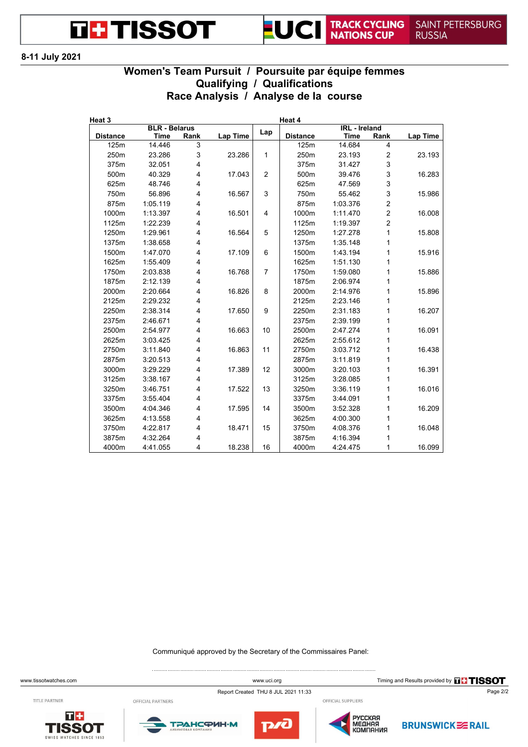8-11 July 2021

## Women's Team Pursuit / Poursuite par équipe femmes
## Qualifying / Qualifications
## Race Analysis / Analyse de la course

| Heat 3 | | | | | Heat 4 | | | |
|---|---|---|---|---|---|---|---|---|
| | BLR - Belarus | | | Lap | | IRL - Ireland | | |
| Distance | Time | Rank | Lap Time | | Distance | Time | Rank | Lap Time |
| 125m | 14.446 | 3 | | | 125m | 14.684 | 4 | |
| 250m | 23.286 | 3 | 23.286 | 1 | 250m | 23.193 | 2 | 23.193 |
| 375m | 32.051 | 4 | | | 375m | 31.427 | 3 | |
| 500m | 40.329 | 4 | 17.043 | 2 | 500m | 39.476 | 3 | 16.283 |
| 625m | 48.746 | 4 | | | 625m | 47.569 | 3 | |
| 750m | 56.896 | 4 | 16.567 | 3 | 750m | 55.462 | 3 | 15.986 |
| 875m | 1:05.119 | 4 | | | 875m | 1:03.376 | 2 | |
| 1000m | 1:13.397 | 4 | 16.501 | 4 | 1000m | 1:11.470 | 2 | 16.008 |
| 1125m | 1:22.239 | 4 | | | 1125m | 1:19.397 | 2 | |
| 1250m | 1:29.961 | 4 | 16.564 | 5 | 1250m | 1:27.278 | 1 | 15.808 |
| 1375m | 1:38.658 | 4 | | | 1375m | 1:35.148 | 1 | |
| 1500m | 1:47.070 | 4 | 17.109 | 6 | 1500m | 1:43.194 | 1 | 15.916 |
| 1625m | 1:55.409 | 4 | | | 1625m | 1:51.130 | 1 | |
| 1750m | 2:03.838 | 4 | 16.768 | 7 | 1750m | 1:59.080 | 1 | 15.886 |
| 1875m | 2:12.139 | 4 | | | 1875m | 2:06.974 | 1 | |
| 2000m | 2:20.664 | 4 | 16.826 | 8 | 2000m | 2:14.976 | 1 | 15.896 |
| 2125m | 2:29.232 | 4 | | | 2125m | 2:23.146 | 1 | |
| 2250m | 2:38.314 | 4 | 17.650 | 9 | 2250m | 2:31.183 | 1 | 16.207 |
| 2375m | 2:46.671 | 4 | | | 2375m | 2:39.199 | 1 | |
| 2500m | 2:54.977 | 4 | 16.663 | 10 | 2500m | 2:47.274 | 1 | 16.091 |
| 2625m | 3:03.425 | 4 | | | 2625m | 2:55.612 | 1 | |
| 2750m | 3:11.840 | 4 | 16.863 | 11 | 2750m | 3:03.712 | 1 | 16.438 |
| 2875m | 3:20.513 | 4 | | | 2875m | 3:11.819 | 1 | |
| 3000m | 3:29.229 | 4 | 17.389 | 12 | 3000m | 3:20.103 | 1 | 16.391 |
| 3125m | 3:38.167 | 4 | | | 3125m | 3:28.085 | 1 | |
| 3250m | 3:46.751 | 4 | 17.522 | 13 | 3250m | 3:36.119 | 1 | 16.016 |
| 3375m | 3:55.404 | 4 | | | 3375m | 3:44.091 | 1 | |
| 3500m | 4:04.346 | 4 | 17.595 | 14 | 3500m | 3:52.328 | 1 | 16.209 |
| 3625m | 4:13.558 | 4 | | | 3625m | 4:00.300 | 1 | |
| 3750m | 4:22.817 | 4 | 18.471 | 15 | 3750m | 4:08.376 | 1 | 16.048 |
| 3875m | 4:32.264 | 4 | | | 3875m | 4:16.394 | 1 | |
| 4000m | 4:41.055 | 4 | 18.238 | 16 | 4000m | 4:24.475 | 1 | 16.099 |

Communiqué approved by the Secretary of the Commissaires Panel:

www.tissotwatches.com www.uci.org Timing and Results provided by TISSOT

Report Created THU 8 JUL 2021 11:33